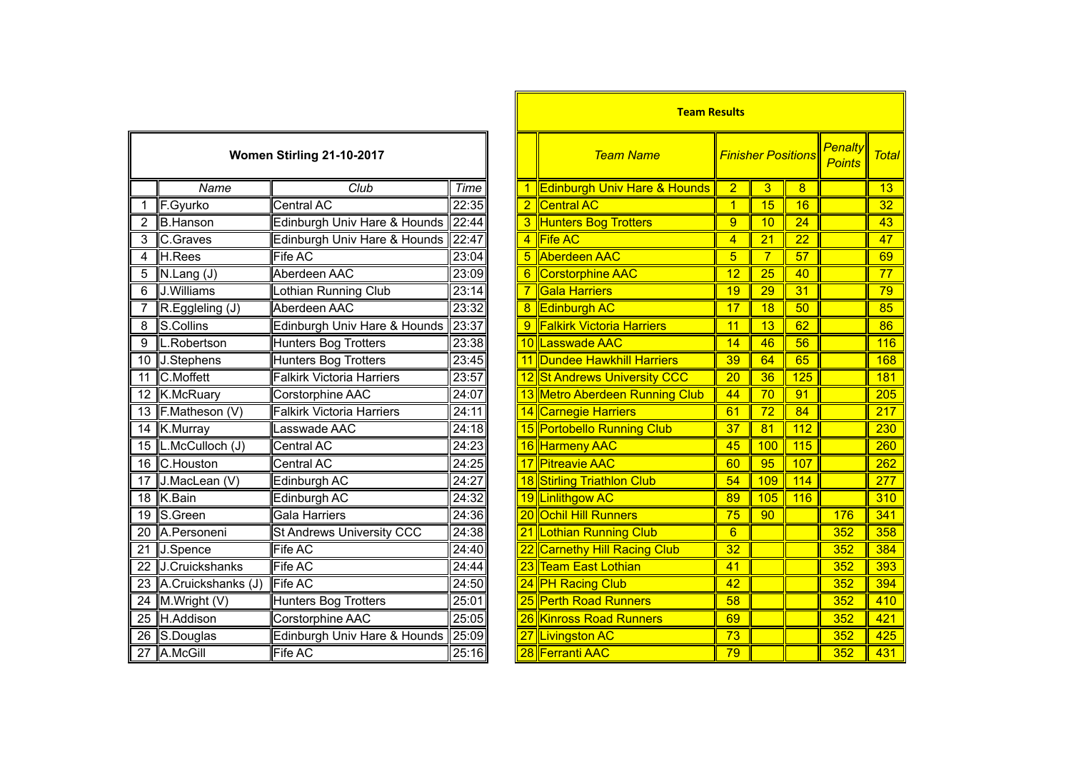## Women Stirling 21-10-2017

| | Name | Club | Time |
|---|---|---|---|
| 1 | F.Gyurko | Central AC | 22:35 |
| 2 | B.Hanson | Edinburgh Univ Hare & Hounds | 22:44 |
| 3 | C.Graves | Edinburgh Univ Hare & Hounds | 22:47 |
| 4 | H.Rees | Fife AC | 23:04 |
| 5 | N.Lang (J) | Aberdeen AAC | 23:09 |
| 6 | J.Williams | Lothian Running Club | 23:14 |
| 7 | R.Eggleling (J) | Aberdeen AAC | 23:32 |
| 8 | S.Collins | Edinburgh Univ Hare & Hounds | 23:37 |
| 9 | L.Robertson | Hunters Bog Trotters | 23:38 |
| 10 | J.Stephens | Hunters Bog Trotters | 23:45 |
| 11 | C.Moffett | Falkirk Victoria Harriers | 23:57 |
| 12 | K.McRuary | Corstorphine AAC | 24:07 |
| 13 | F.Matheson (V) | Falkirk Victoria Harriers | 24:11 |
| 14 | K.Murray | Lasswade AAC | 24:18 |
| 15 | L.McCulloch (J) | Central AC | 24:23 |
| 16 | C.Houston | Central AC | 24:25 |
| 17 | J.MacLean (V) | Edinburgh AC | 24:27 |
| 18 | K.Bain | Edinburgh AC | 24:32 |
| 19 | S.Green | Gala Harriers | 24:36 |
| 20 | A.Personeni | St Andrews University CCC | 24:38 |
| 21 | J.Spence | Fife AC | 24:40 |
| 22 | J.Cruickshanks | Fife AC | 24:44 |
| 23 | A.Cruickshanks (J) | Fife AC | 24:50 |
| 24 | M.Wright (V) | Hunters Bog Trotters | 25:01 |
| 25 | H.Addison | Corstorphine AAC | 25:05 |
| 26 | S.Douglas | Edinburgh Univ Hare & Hounds | 25:09 |
| 27 | A.McGill | Fife AC | 25:16 |

## Team Results

| | Team Name | Finisher Positions | | | Penalty Points | Total |
|---|---|---|---|---|---|---|
| 1 | Edinburgh Univ Hare & Hounds | 2 | 3 | 8 | | 13 |
| 2 | Central AC | 1 | 15 | 16 | | 32 |
| 3 | Hunters Bog Trotters | 9 | 10 | 24 | | 43 |
| 4 | Fife AC | 4 | 21 | 22 | | 47 |
| 5 | Aberdeen AAC | 5 | 7 | 57 | | 69 |
| 6 | Corstorphine AAC | 12 | 25 | 40 | | 77 |
| 7 | Gala Harriers | 19 | 29 | 31 | | 79 |
| 8 | Edinburgh AC | 17 | 18 | 50 | | 85 |
| 9 | Falkirk Victoria Harriers | 11 | 13 | 62 | | 86 |
| 10 | Lasswade AAC | 14 | 46 | 56 | | 116 |
| 11 | Dundee Hawkhill Harriers | 39 | 64 | 65 | | 168 |
| 12 | St Andrews University CCC | 20 | 36 | 125 | | 181 |
| 13 | Metro Aberdeen Running Club | 44 | 70 | 91 | | 205 |
| 14 | Carnegie Harriers | 61 | 72 | 84 | | 217 |
| 15 | Portobello Running Club | 37 | 81 | 112 | | 230 |
| 16 | Harmeny AAC | 45 | 100 | 115 | | 260 |
| 17 | Pitreavie AAC | 60 | 95 | 107 | | 262 |
| 18 | Stirling Triathlon Club | 54 | 109 | 114 | | 277 |
| 19 | Linlithgow AC | 89 | 105 | 116 | | 310 |
| 20 | Ochil Hill Runners | 75 | 90 | | 176 | 341 |
| 21 | Lothian Running Club | 6 | | | 352 | 358 |
| 22 | Carnethy Hill Racing Club | 32 | | | 352 | 384 |
| 23 | Team East Lothian | 41 | | | 352 | 393 |
| 24 | PH Racing Club | 42 | | | 352 | 394 |
| 25 | Perth Road Runners | 58 | | | 352 | 410 |
| 26 | Kinross Road Runners | 69 | | | 352 | 421 |
| 27 | Livingston AC | 73 | | | 352 | 425 |
| 28 | Ferranti AAC | 79 | | | 352 | 431 |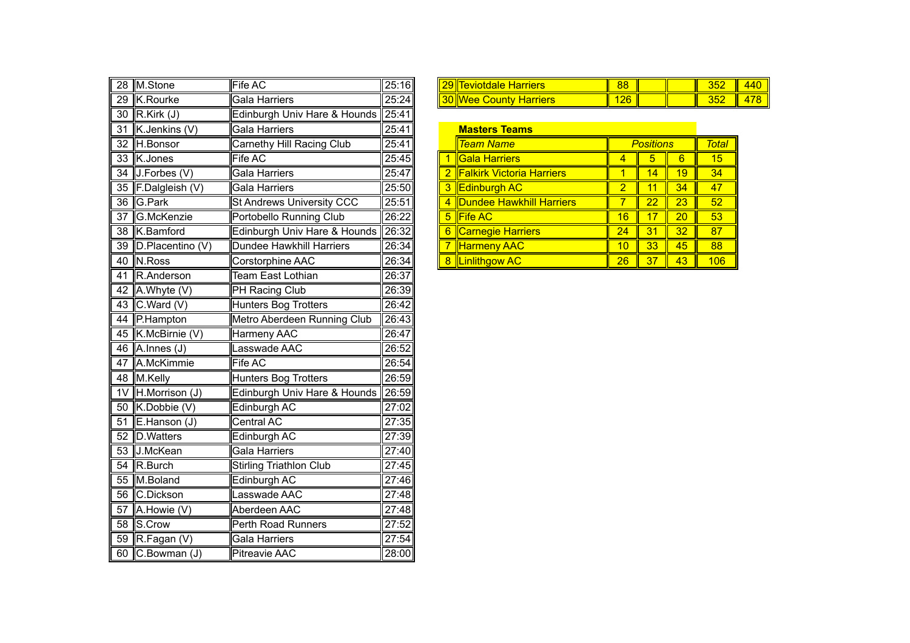| | | | |
|---|---|---|---|
| 28 | M.Stone | Fife AC | 25:16 |
| 29 | K.Rourke | Gala Harriers | 25:24 |
| 30 | R.Kirk (J) | Edinburgh Univ Hare & Hounds | 25:41 |
| 31 | K.Jenkins (V) | Gala Harriers | 25:41 |
| 32 | H.Bonsor | Carnethy Hill Racing Club | 25:41 |
| 33 | K.Jones | Fife AC | 25:45 |
| 34 | J.Forbes (V) | Gala Harriers | 25:47 |
| 35 | F.Dalgleish (V) | Gala Harriers | 25:50 |
| 36 | G.Park | St Andrews University CCC | 25:51 |
| 37 | G.McKenzie | Portobello Running Club | 26:22 |
| 38 | K.Bamford | Edinburgh Univ Hare & Hounds | 26:32 |
| 39 | D.Placentino (V) | Dundee Hawkhill Harriers | 26:34 |
| 40 | N.Ross | Corstorphine AAC | 26:34 |
| 41 | R.Anderson | Team East Lothian | 26:37 |
| 42 | A.Whyte (V) | PH Racing Club | 26:39 |
| 43 | C.Ward (V) | Hunters Bog Trotters | 26:42 |
| 44 | P.Hampton | Metro Aberdeen Running Club | 26:43 |
| 45 | K.McBirnie (V) | Harmeny AAC | 26:47 |
| 46 | A.Innes (J) | Lasswade AAC | 26:52 |
| 47 | A.McKimmie | Fife AC | 26:54 |
| 48 | M.Kelly | Hunters Bog Trotters | 26:59 |
| 1V | H.Morrison (J) | Edinburgh Univ Hare & Hounds | 26:59 |
| 50 | K.Dobbie (V) | Edinburgh AC | 27:02 |
| 51 | E.Hanson (J) | Central AC | 27:35 |
| 52 | D.Watters | Edinburgh AC | 27:39 |
| 53 | J.McKean | Gala Harriers | 27:40 |
| 54 | R.Burch | Stirling Triathlon Club | 27:45 |
| 55 | M.Boland | Edinburgh AC | 27:46 |
| 56 | C.Dickson | Lasswade AAC | 27:48 |
| 57 | A.Howie (V) | Aberdeen AAC | 27:48 |
| 58 | S.Crow | Perth Road Runners | 27:52 |
| 59 | R.Fagan (V) | Gala Harriers | 27:54 |
| 60 | C.Bowman (J) | Pitreavie AAC | 28:00 |

| | | | | | | |
|---|---|---|---|---|---|---|
| 29 | Teviotdale Harriers | 88 | | | 352 | 440 |
| 30 | Wee County Harriers | 126 | | | 352 | 478 |

**Masters Teams**

| | *Team Name* | *Positions* | | | *Total* |
|---|---|---|---|---|---|
| 1 | Gala Harriers | 4 | 5 | 6 | 15 |
| 2 | Falkirk Victoria Harriers | 1 | 14 | 19 | 34 |
| 3 | Edinburgh AC | 2 | 11 | 34 | 47 |
| 4 | Dundee Hawkhill Harriers | 7 | 22 | 23 | 52 |
| 5 | Fife AC | 16 | 17 | 20 | 53 |
| 6 | Carnegie Harriers | 24 | 31 | 32 | 87 |
| 7 | Harmeny AAC | 10 | 33 | 45 | 88 |
| 8 | Linlithgow AC | 26 | 37 | 43 | 106 |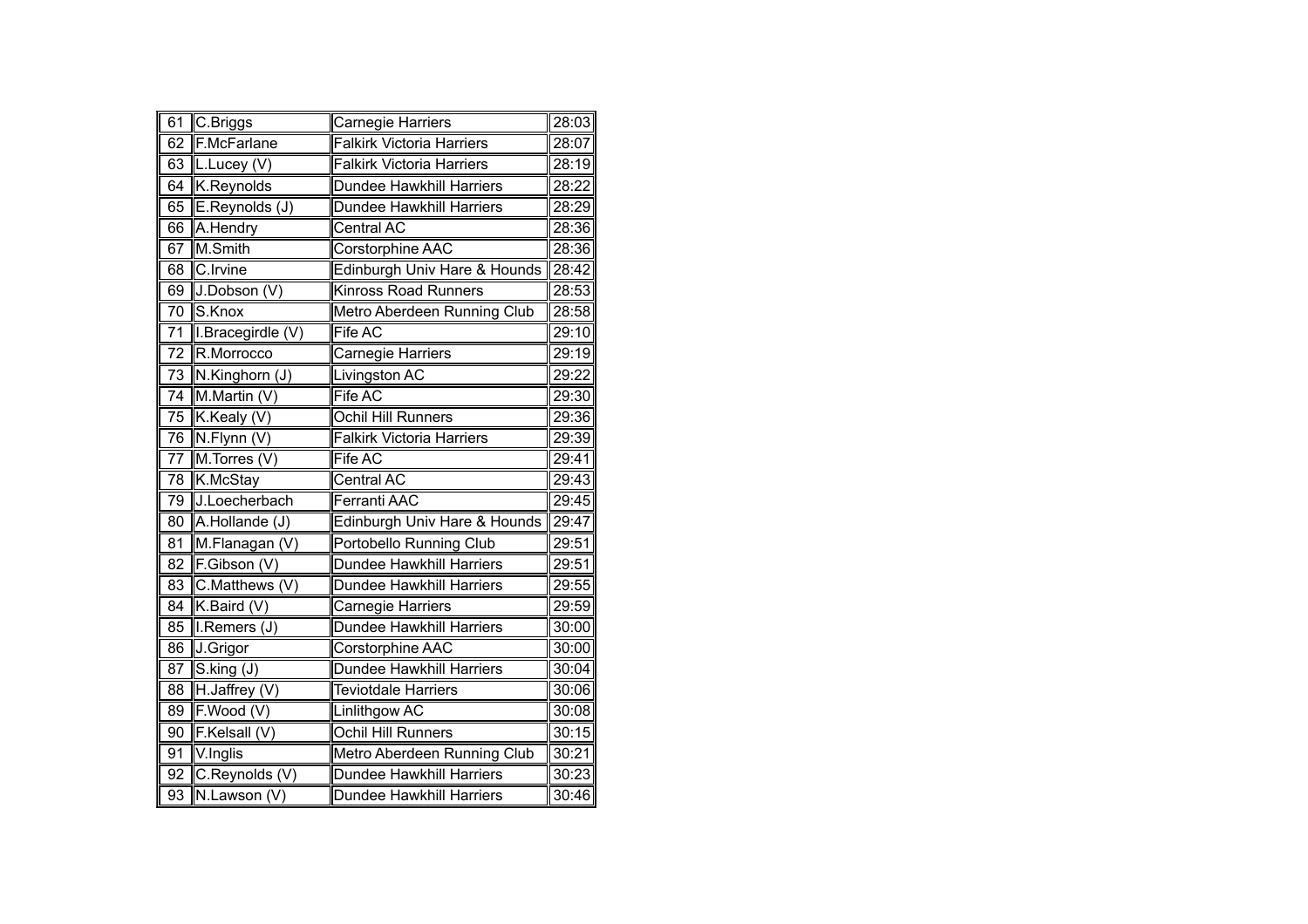| | | | |
|---|---|---|---|
| 61 | C.Briggs | Carnegie Harriers | 28:03 |
| 62 | F.McFarlane | Falkirk Victoria Harriers | 28:07 |
| 63 | L.Lucey (V) | Falkirk Victoria Harriers | 28:19 |
| 64 | K.Reynolds | Dundee Hawkhill Harriers | 28:22 |
| 65 | E.Reynolds (J) | Dundee Hawkhill Harriers | 28:29 |
| 66 | A.Hendry | Central AC | 28:36 |
| 67 | M.Smith | Corstorphine AAC | 28:36 |
| 68 | C.Irvine | Edinburgh Univ Hare & Hounds | 28:42 |
| 69 | J.Dobson (V) | Kinross Road Runners | 28:53 |
| 70 | S.Knox | Metro Aberdeen Running Club | 28:58 |
| 71 | I.Bracegirdle (V) | Fife AC | 29:10 |
| 72 | R.Morrocco | Carnegie Harriers | 29:19 |
| 73 | N.Kinghorn (J) | Livingston AC | 29:22 |
| 74 | M.Martin (V) | Fife AC | 29:30 |
| 75 | K.Kealy (V) | Ochil Hill Runners | 29:36 |
| 76 | N.Flynn (V) | Falkirk Victoria Harriers | 29:39 |
| 77 | M.Torres (V) | Fife AC | 29:41 |
| 78 | K.McStay | Central AC | 29:43 |
| 79 | J.Loecherbach | Ferranti AAC | 29:45 |
| 80 | A.Hollande (J) | Edinburgh Univ Hare & Hounds | 29:47 |
| 81 | M.Flanagan (V) | Portobello Running Club | 29:51 |
| 82 | F.Gibson (V) | Dundee Hawkhill Harriers | 29:51 |
| 83 | C.Matthews (V) | Dundee Hawkhill Harriers | 29:55 |
| 84 | K.Baird (V) | Carnegie Harriers | 29:59 |
| 85 | I.Remers (J) | Dundee Hawkhill Harriers | 30:00 |
| 86 | J.Grigor | Corstorphine AAC | 30:00 |
| 87 | S.king (J) | Dundee Hawkhill Harriers | 30:04 |
| 88 | H.Jaffrey (V) | Teviotdale Harriers | 30:06 |
| 89 | F.Wood (V) | Linlithgow AC | 30:08 |
| 90 | F.Kelsall (V) | Ochil Hill Runners | 30:15 |
| 91 | V.Inglis | Metro Aberdeen Running Club | 30:21 |
| 92 | C.Reynolds (V) | Dundee Hawkhill Harriers | 30:23 |
| 93 | N.Lawson (V) | Dundee Hawkhill Harriers | 30:46 |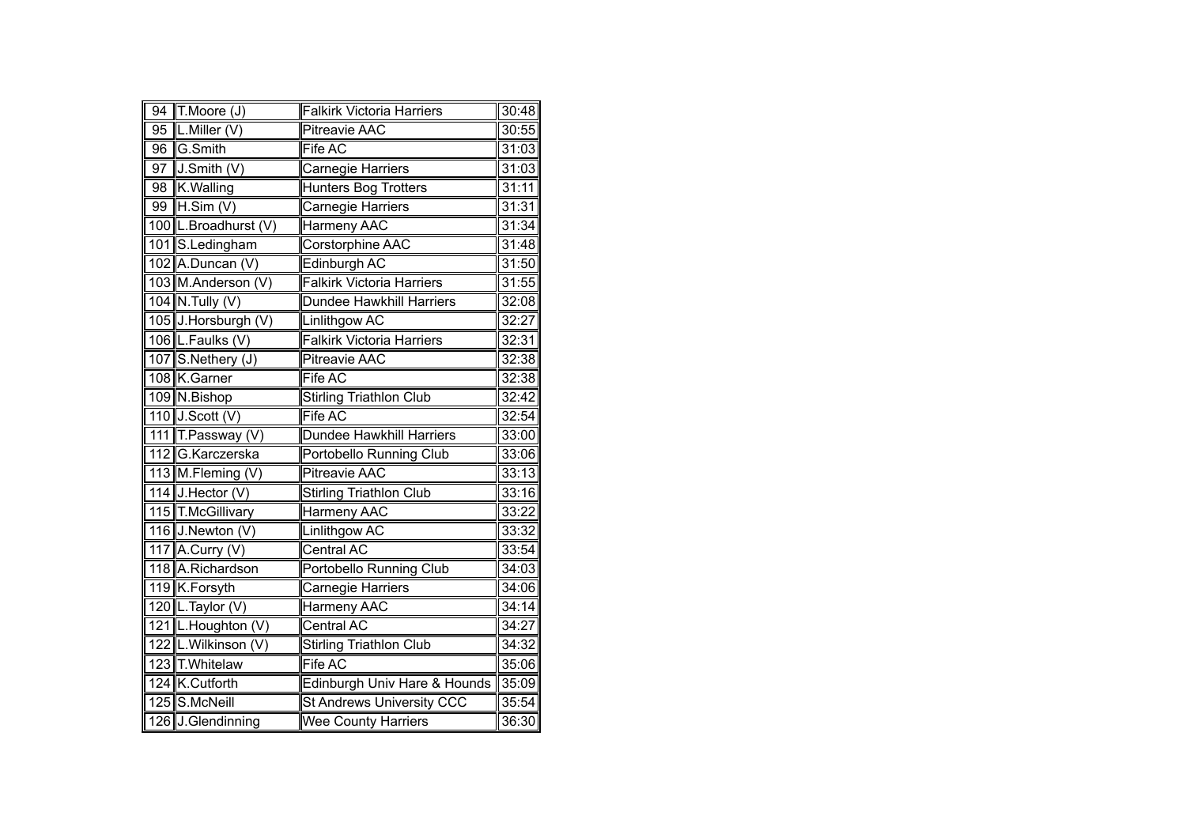| | | | |
|---|---|---|---|
| 94 | T.Moore (J) | Falkirk Victoria Harriers | 30:48 |
| 95 | L.Miller (V) | Pitreavie AAC | 30:55 |
| 96 | G.Smith | Fife AC | 31:03 |
| 97 | J.Smith (V) | Carnegie Harriers | 31:03 |
| 98 | K.Walling | Hunters Bog Trotters | 31:11 |
| 99 | H.Sim (V) | Carnegie Harriers | 31:31 |
| 100 | L.Broadhurst (V) | Harmeny AAC | 31:34 |
| 101 | S.Ledingham | Corstorphine AAC | 31:48 |
| 102 | A.Duncan (V) | Edinburgh AC | 31:50 |
| 103 | M.Anderson (V) | Falkirk Victoria Harriers | 31:55 |
| 104 | N.Tully (V) | Dundee Hawkhill Harriers | 32:08 |
| 105 | J.Horsburgh (V) | Linlithgow AC | 32:27 |
| 106 | L.Faulks (V) | Falkirk Victoria Harriers | 32:31 |
| 107 | S.Nethery (J) | Pitreavie AAC | 32:38 |
| 108 | K.Garner | Fife AC | 32:38 |
| 109 | N.Bishop | Stirling Triathlon Club | 32:42 |
| 110 | J.Scott (V) | Fife AC | 32:54 |
| 111 | T.Passway (V) | Dundee Hawkhill Harriers | 33:00 |
| 112 | G.Karczerska | Portobello Running Club | 33:06 |
| 113 | M.Fleming (V) | Pitreavie AAC | 33:13 |
| 114 | J.Hector (V) | Stirling Triathlon Club | 33:16 |
| 115 | T.McGillivary | Harmeny AAC | 33:22 |
| 116 | J.Newton (V) | Linlithgow AC | 33:32 |
| 117 | A.Curry (V) | Central AC | 33:54 |
| 118 | A.Richardson | Portobello Running Club | 34:03 |
| 119 | K.Forsyth | Carnegie Harriers | 34:06 |
| 120 | L.Taylor (V) | Harmeny AAC | 34:14 |
| 121 | L.Houghton (V) | Central AC | 34:27 |
| 122 | L.Wilkinson (V) | Stirling Triathlon Club | 34:32 |
| 123 | T.Whitelaw | Fife AC | 35:06 |
| 124 | K.Cutforth | Edinburgh Univ Hare & Hounds | 35:09 |
| 125 | S.McNeill | St Andrews University CCC | 35:54 |
| 126 | J.Glendinning | Wee County Harriers | 36:30 |